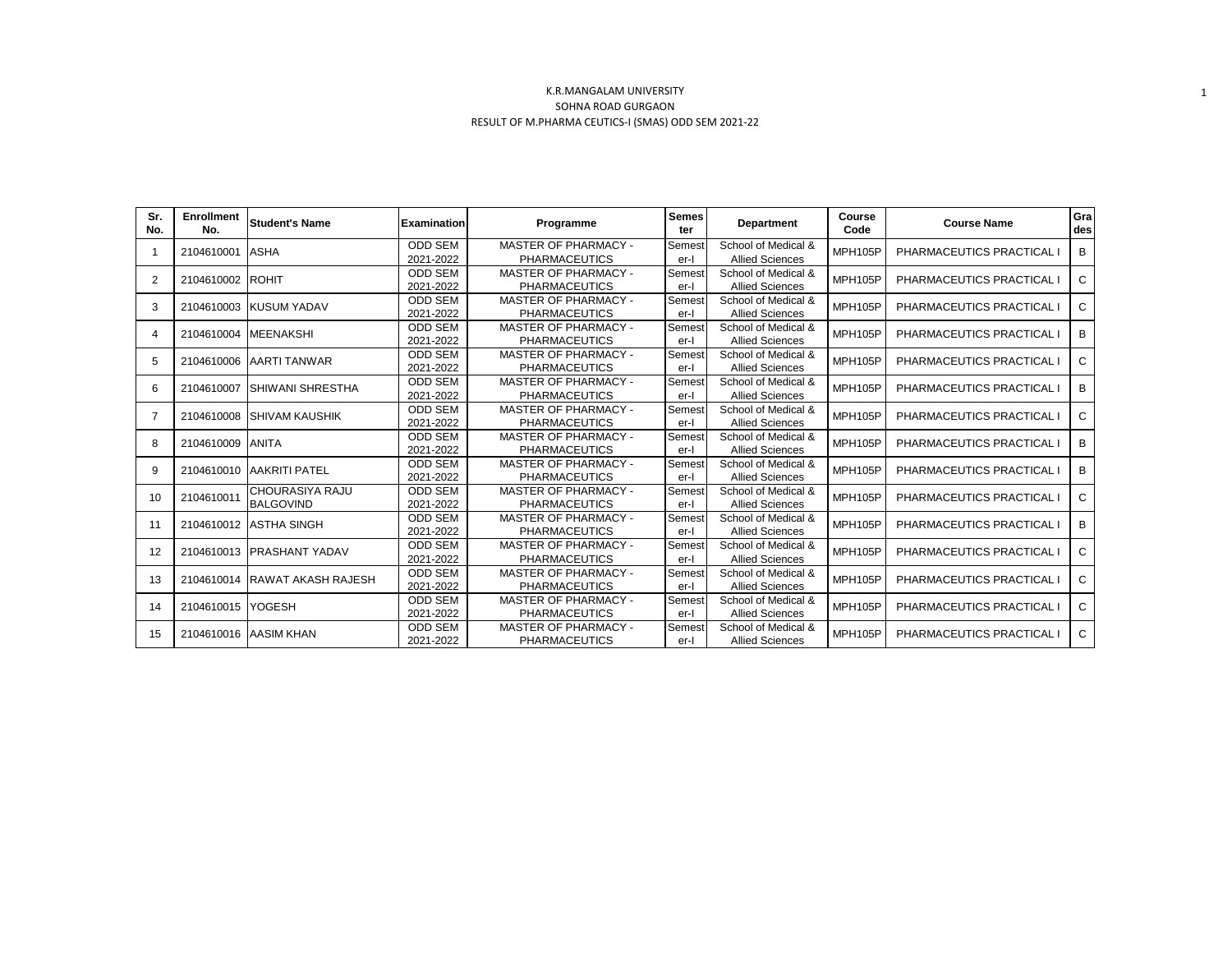K.R.MANGALAM UNIVERSITY

SOHNA ROAD GURGAON

RESULT OF M.PHARMA CEUTICS-I (SMAS) ODD SEM 2021-22

| Sr. No. | Enrollment No. | Student's Name | Examination | Programme | Semester | Department | Course Code | Course Name | Grades |
|---|---|---|---|---|---|---|---|---|---|
| 1 | 2104610001 | ASHA | ODD SEM 2021-2022 | MASTER OF PHARMACY - PHARMACEUTICS | Semester-I | School of Medical & Allied Sciences | MPH105P | PHARMACEUTICS PRACTICAL I | B |
| 2 | 2104610002 | ROHIT | ODD SEM 2021-2022 | MASTER OF PHARMACY - PHARMACEUTICS | Semester-I | School of Medical & Allied Sciences | MPH105P | PHARMACEUTICS PRACTICAL I | C |
| 3 | 2104610003 | KUSUM YADAV | ODD SEM 2021-2022 | MASTER OF PHARMACY - PHARMACEUTICS | Semester-I | School of Medical & Allied Sciences | MPH105P | PHARMACEUTICS PRACTICAL I | C |
| 4 | 2104610004 | MEENAKSHI | ODD SEM 2021-2022 | MASTER OF PHARMACY - PHARMACEUTICS | Semester-I | School of Medical & Allied Sciences | MPH105P | PHARMACEUTICS PRACTICAL I | B |
| 5 | 2104610006 | AARTI TANWAR | ODD SEM 2021-2022 | MASTER OF PHARMACY - PHARMACEUTICS | Semester-I | School of Medical & Allied Sciences | MPH105P | PHARMACEUTICS PRACTICAL I | C |
| 6 | 2104610007 | SHIWANI SHRESTHA | ODD SEM 2021-2022 | MASTER OF PHARMACY - PHARMACEUTICS | Semester-I | School of Medical & Allied Sciences | MPH105P | PHARMACEUTICS PRACTICAL I | B |
| 7 | 2104610008 | SHIVAM KAUSHIK | ODD SEM 2021-2022 | MASTER OF PHARMACY - PHARMACEUTICS | Semester-I | School of Medical & Allied Sciences | MPH105P | PHARMACEUTICS PRACTICAL I | C |
| 8 | 2104610009 | ANITA | ODD SEM 2021-2022 | MASTER OF PHARMACY - PHARMACEUTICS | Semester-I | School of Medical & Allied Sciences | MPH105P | PHARMACEUTICS PRACTICAL I | B |
| 9 | 2104610010 | AAKRITI PATEL | ODD SEM 2021-2022 | MASTER OF PHARMACY - PHARMACEUTICS | Semester-I | School of Medical & Allied Sciences | MPH105P | PHARMACEUTICS PRACTICAL I | B |
| 10 | 2104610011 | CHOURASIYA RAJU BALGOVIND | ODD SEM 2021-2022 | MASTER OF PHARMACY - PHARMACEUTICS | Semester-I | School of Medical & Allied Sciences | MPH105P | PHARMACEUTICS PRACTICAL I | C |
| 11 | 2104610012 | ASTHA SINGH | ODD SEM 2021-2022 | MASTER OF PHARMACY - PHARMACEUTICS | Semester-I | School of Medical & Allied Sciences | MPH105P | PHARMACEUTICS PRACTICAL I | B |
| 12 | 2104610013 | PRASHANT YADAV | ODD SEM 2021-2022 | MASTER OF PHARMACY - PHARMACEUTICS | Semester-I | School of Medical & Allied Sciences | MPH105P | PHARMACEUTICS PRACTICAL I | C |
| 13 | 2104610014 | RAWAT AKASH RAJESH | ODD SEM 2021-2022 | MASTER OF PHARMACY - PHARMACEUTICS | Semester-I | School of Medical & Allied Sciences | MPH105P | PHARMACEUTICS PRACTICAL I | C |
| 14 | 2104610015 | YOGESH | ODD SEM 2021-2022 | MASTER OF PHARMACY - PHARMACEUTICS | Semester-I | School of Medical & Allied Sciences | MPH105P | PHARMACEUTICS PRACTICAL I | C |
| 15 | 2104610016 | AASIM KHAN | ODD SEM 2021-2022 | MASTER OF PHARMACY - PHARMACEUTICS | Semester-I | School of Medical & Allied Sciences | MPH105P | PHARMACEUTICS PRACTICAL I | C |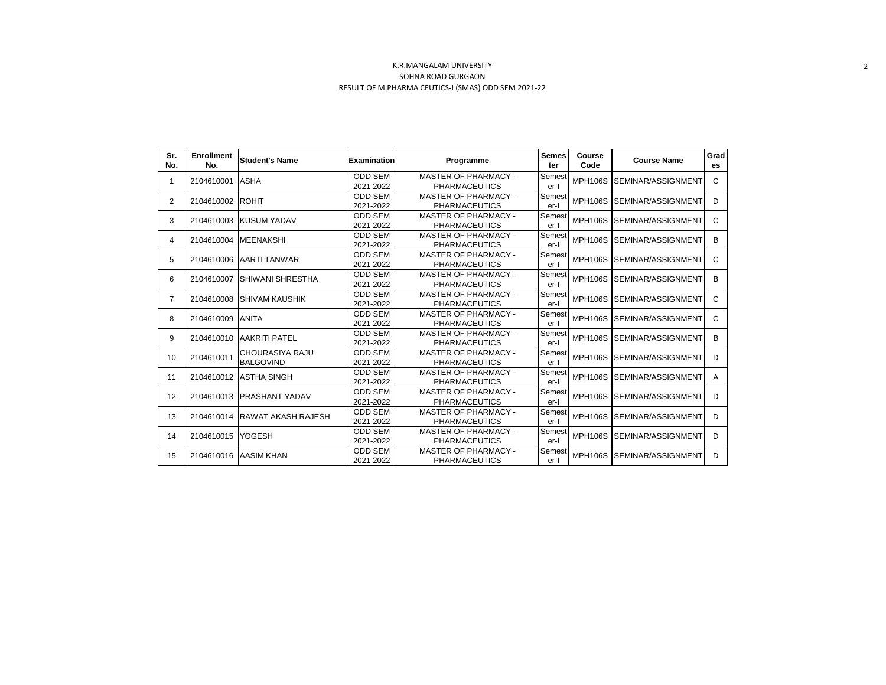K.R.MANGALAM UNIVERSITY

SOHNA ROAD GURGAON

RESULT OF M.PHARMA CEUTICS-I (SMAS) ODD SEM 2021-22

| Sr. No. | Enrollment No. | Student's Name | Examination | Programme | Semester | Course Code | Course Name | Grades |
|---|---|---|---|---|---|---|---|---|
| 1 | 2104610001 | ASHA | ODD SEM 2021-2022 | MASTER OF PHARMACY - PHARMACEUTICS | Semester-I | MPH106S | SEMINAR/ASSIGNMENT | C |
| 2 | 2104610002 | ROHIT | ODD SEM 2021-2022 | MASTER OF PHARMACY - PHARMACEUTICS | Semester-I | MPH106S | SEMINAR/ASSIGNMENT | D |
| 3 | 2104610003 | KUSUM YADAV | ODD SEM 2021-2022 | MASTER OF PHARMACY - PHARMACEUTICS | Semester-I | MPH106S | SEMINAR/ASSIGNMENT | C |
| 4 | 2104610004 | MEENAKSHI | ODD SEM 2021-2022 | MASTER OF PHARMACY - PHARMACEUTICS | Semester-I | MPH106S | SEMINAR/ASSIGNMENT | B |
| 5 | 2104610006 | AARTI TANWAR | ODD SEM 2021-2022 | MASTER OF PHARMACY - PHARMACEUTICS | Semester-I | MPH106S | SEMINAR/ASSIGNMENT | C |
| 6 | 2104610007 | SHIWANI SHRESTHA | ODD SEM 2021-2022 | MASTER OF PHARMACY - PHARMACEUTICS | Semester-I | MPH106S | SEMINAR/ASSIGNMENT | B |
| 7 | 2104610008 | SHIVAM KAUSHIK | ODD SEM 2021-2022 | MASTER OF PHARMACY - PHARMACEUTICS | Semester-I | MPH106S | SEMINAR/ASSIGNMENT | C |
| 8 | 2104610009 | ANITA | ODD SEM 2021-2022 | MASTER OF PHARMACY - PHARMACEUTICS | Semester-I | MPH106S | SEMINAR/ASSIGNMENT | C |
| 9 | 2104610010 | AAKRITI PATEL | ODD SEM 2021-2022 | MASTER OF PHARMACY - PHARMACEUTICS | Semester-I | MPH106S | SEMINAR/ASSIGNMENT | B |
| 10 | 2104610011 | CHOURASIYA RAJU BALGOVIND | ODD SEM 2021-2022 | MASTER OF PHARMACY - PHARMACEUTICS | Semester-I | MPH106S | SEMINAR/ASSIGNMENT | D |
| 11 | 2104610012 | ASTHA SINGH | ODD SEM 2021-2022 | MASTER OF PHARMACY - PHARMACEUTICS | Semester-I | MPH106S | SEMINAR/ASSIGNMENT | A |
| 12 | 2104610013 | PRASHANT YADAV | ODD SEM 2021-2022 | MASTER OF PHARMACY - PHARMACEUTICS | Semester-I | MPH106S | SEMINAR/ASSIGNMENT | D |
| 13 | 2104610014 | RAWAT AKASH RAJESH | ODD SEM 2021-2022 | MASTER OF PHARMACY - PHARMACEUTICS | Semester-I | MPH106S | SEMINAR/ASSIGNMENT | D |
| 14 | 2104610015 | YOGESH | ODD SEM 2021-2022 | MASTER OF PHARMACY - PHARMACEUTICS | Semester-I | MPH106S | SEMINAR/ASSIGNMENT | D |
| 15 | 2104610016 | AASIM KHAN | ODD SEM 2021-2022 | MASTER OF PHARMACY - PHARMACEUTICS | Semester-I | MPH106S | SEMINAR/ASSIGNMENT | D |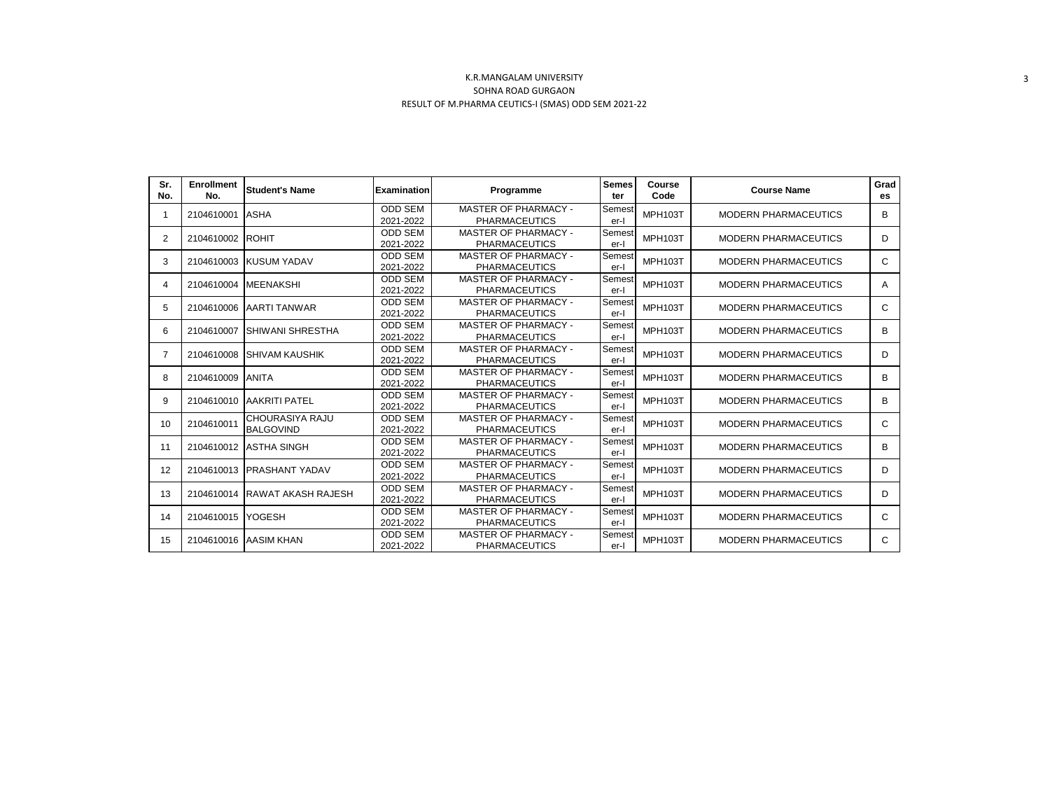K.R.MANGALAM UNIVERSITY

SOHNA ROAD GURGAON

RESULT OF M.PHARMA CEUTICS-I (SMAS) ODD SEM 2021-22

| Sr. No. | Enrollment No. | Student's Name | Examination | Programme | Semester | Course Code | Course Name | Grades |
|---|---|---|---|---|---|---|---|---|
| 1 | 2104610001 | ASHA | ODD SEM 2021-2022 | MASTER OF PHARMACY - PHARMACEUTICS | Semester-I | MPH103T | MODERN PHARMACEUTICS | B |
| 2 | 2104610002 | ROHIT | ODD SEM 2021-2022 | MASTER OF PHARMACY - PHARMACEUTICS | Semester-I | MPH103T | MODERN PHARMACEUTICS | D |
| 3 | 2104610003 | KUSUM YADAV | ODD SEM 2021-2022 | MASTER OF PHARMACY - PHARMACEUTICS | Semester-I | MPH103T | MODERN PHARMACEUTICS | C |
| 4 | 2104610004 | MEENAKSHI | ODD SEM 2021-2022 | MASTER OF PHARMACY - PHARMACEUTICS | Semester-I | MPH103T | MODERN PHARMACEUTICS | A |
| 5 | 2104610006 | AARTI TANWAR | ODD SEM 2021-2022 | MASTER OF PHARMACY - PHARMACEUTICS | Semester-I | MPH103T | MODERN PHARMACEUTICS | C |
| 6 | 2104610007 | SHIWANI SHRESTHA | ODD SEM 2021-2022 | MASTER OF PHARMACY - PHARMACEUTICS | Semester-I | MPH103T | MODERN PHARMACEUTICS | B |
| 7 | 2104610008 | SHIVAM KAUSHIK | ODD SEM 2021-2022 | MASTER OF PHARMACY - PHARMACEUTICS | Semester-I | MPH103T | MODERN PHARMACEUTICS | D |
| 8 | 2104610009 | ANITA | ODD SEM 2021-2022 | MASTER OF PHARMACY - PHARMACEUTICS | Semester-I | MPH103T | MODERN PHARMACEUTICS | B |
| 9 | 2104610010 | AAKRITI PATEL | ODD SEM 2021-2022 | MASTER OF PHARMACY - PHARMACEUTICS | Semester-I | MPH103T | MODERN PHARMACEUTICS | B |
| 10 | 2104610011 | CHOURASIYA RAJU BALGOVIND | ODD SEM 2021-2022 | MASTER OF PHARMACY - PHARMACEUTICS | Semester-I | MPH103T | MODERN PHARMACEUTICS | C |
| 11 | 2104610012 | ASTHA SINGH | ODD SEM 2021-2022 | MASTER OF PHARMACY - PHARMACEUTICS | Semester-I | MPH103T | MODERN PHARMACEUTICS | B |
| 12 | 2104610013 | PRASHANT YADAV | ODD SEM 2021-2022 | MASTER OF PHARMACY - PHARMACEUTICS | Semester-I | MPH103T | MODERN PHARMACEUTICS | D |
| 13 | 2104610014 | RAWAT AKASH RAJESH | ODD SEM 2021-2022 | MASTER OF PHARMACY - PHARMACEUTICS | Semester-I | MPH103T | MODERN PHARMACEUTICS | D |
| 14 | 2104610015 | YOGESH | ODD SEM 2021-2022 | MASTER OF PHARMACY - PHARMACEUTICS | Semester-I | MPH103T | MODERN PHARMACEUTICS | C |
| 15 | 2104610016 | AASIM KHAN | ODD SEM 2021-2022 | MASTER OF PHARMACY - PHARMACEUTICS | Semester-I | MPH103T | MODERN PHARMACEUTICS | C |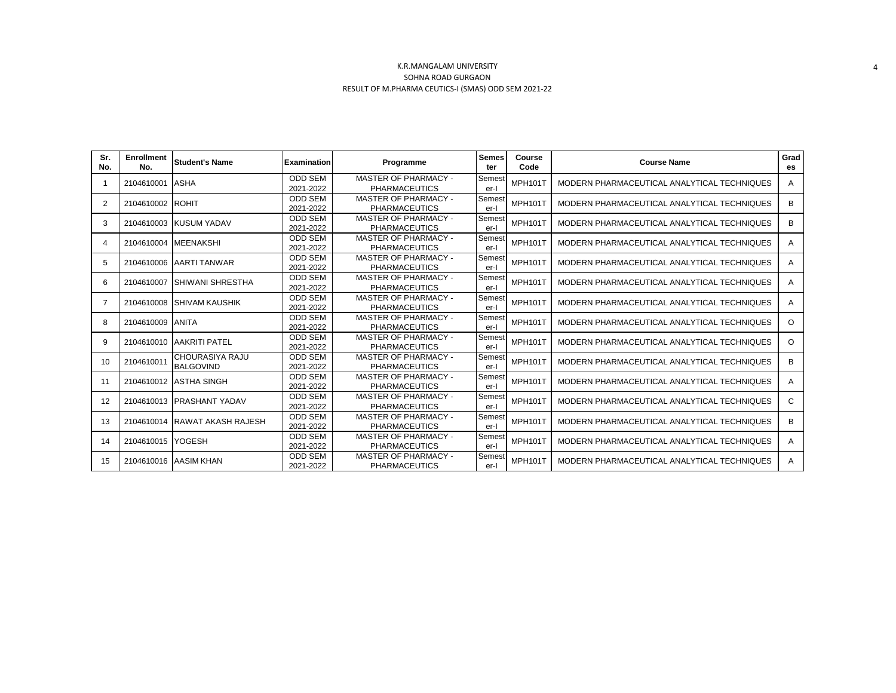K.R.MANGALAM UNIVERSITY

SOHNA ROAD GURGAON

RESULT OF M.PHARMA CEUTICS-I (SMAS) ODD SEM 2021-22

| Sr. No. | Enrollment No. | Student's Name | Examination | Programme | Semester | Course Code | Course Name | Grades |
|---|---|---|---|---|---|---|---|---|
| 1 | 2104610001 | ASHA | ODD SEM 2021-2022 | MASTER OF PHARMACY - PHARMACEUTICS | Semester-I | MPH101T | MODERN PHARMACEUTICAL ANALYTICAL TECHNIQUES | A |
| 2 | 2104610002 | ROHIT | ODD SEM 2021-2022 | MASTER OF PHARMACY - PHARMACEUTICS | Semester-I | MPH101T | MODERN PHARMACEUTICAL ANALYTICAL TECHNIQUES | B |
| 3 | 2104610003 | KUSUM YADAV | ODD SEM 2021-2022 | MASTER OF PHARMACY - PHARMACEUTICS | Semester-I | MPH101T | MODERN PHARMACEUTICAL ANALYTICAL TECHNIQUES | B |
| 4 | 2104610004 | MEENAKSHI | ODD SEM 2021-2022 | MASTER OF PHARMACY - PHARMACEUTICS | Semester-I | MPH101T | MODERN PHARMACEUTICAL ANALYTICAL TECHNIQUES | A |
| 5 | 2104610006 | AARTI TANWAR | ODD SEM 2021-2022 | MASTER OF PHARMACY - PHARMACEUTICS | Semester-I | MPH101T | MODERN PHARMACEUTICAL ANALYTICAL TECHNIQUES | A |
| 6 | 2104610007 | SHIWANI SHRESTHA | ODD SEM 2021-2022 | MASTER OF PHARMACY - PHARMACEUTICS | Semester-I | MPH101T | MODERN PHARMACEUTICAL ANALYTICAL TECHNIQUES | A |
| 7 | 2104610008 | SHIVAM KAUSHIK | ODD SEM 2021-2022 | MASTER OF PHARMACY - PHARMACEUTICS | Semester-I | MPH101T | MODERN PHARMACEUTICAL ANALYTICAL TECHNIQUES | A |
| 8 | 2104610009 | ANITA | ODD SEM 2021-2022 | MASTER OF PHARMACY - PHARMACEUTICS | Semester-I | MPH101T | MODERN PHARMACEUTICAL ANALYTICAL TECHNIQUES | O |
| 9 | 2104610010 | AAKRITI PATEL | ODD SEM 2021-2022 | MASTER OF PHARMACY - PHARMACEUTICS | Semester-I | MPH101T | MODERN PHARMACEUTICAL ANALYTICAL TECHNIQUES | O |
| 10 | 2104610011 | CHOURASIYA RAJU BALGOVIND | ODD SEM 2021-2022 | MASTER OF PHARMACY - PHARMACEUTICS | Semester-I | MPH101T | MODERN PHARMACEUTICAL ANALYTICAL TECHNIQUES | B |
| 11 | 2104610012 | ASTHA SINGH | ODD SEM 2021-2022 | MASTER OF PHARMACY - PHARMACEUTICS | Semester-I | MPH101T | MODERN PHARMACEUTICAL ANALYTICAL TECHNIQUES | A |
| 12 | 2104610013 | PRASHANT YADAV | ODD SEM 2021-2022 | MASTER OF PHARMACY - PHARMACEUTICS | Semester-I | MPH101T | MODERN PHARMACEUTICAL ANALYTICAL TECHNIQUES | C |
| 13 | 2104610014 | RAWAT AKASH RAJESH | ODD SEM 2021-2022 | MASTER OF PHARMACY - PHARMACEUTICS | Semester-I | MPH101T | MODERN PHARMACEUTICAL ANALYTICAL TECHNIQUES | B |
| 14 | 2104610015 | YOGESH | ODD SEM 2021-2022 | MASTER OF PHARMACY - PHARMACEUTICS | Semester-I | MPH101T | MODERN PHARMACEUTICAL ANALYTICAL TECHNIQUES | A |
| 15 | 2104610016 | AASIM KHAN | ODD SEM 2021-2022 | MASTER OF PHARMACY - PHARMACEUTICS | Semester-I | MPH101T | MODERN PHARMACEUTICAL ANALYTICAL TECHNIQUES | A |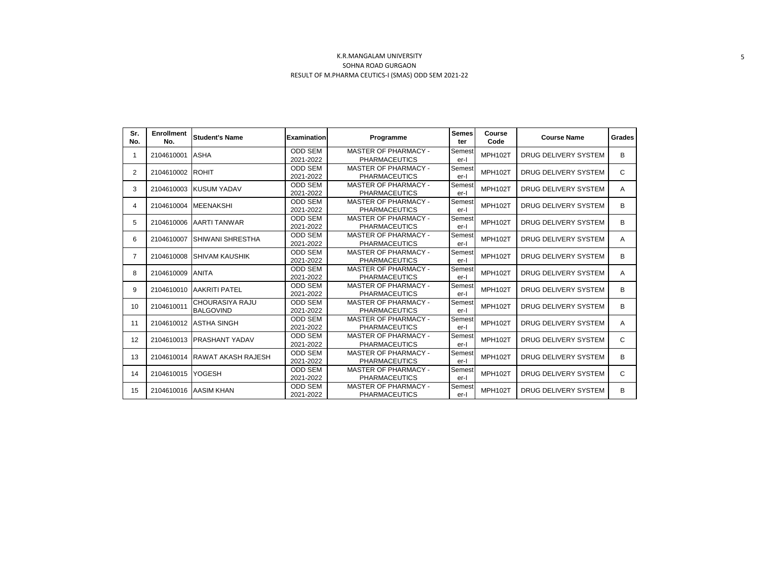K.R.MANGALAM UNIVERSITY

SOHNA ROAD GURGAON

RESULT OF M.PHARMA CEUTICS-I (SMAS) ODD SEM 2021-22

| Sr. No. | Enrollment No. | Student's Name | Examination | Programme | Semester | Course Code | Course Name | Grades |
|---|---|---|---|---|---|---|---|---|
| 1 | 2104610001 | ASHA | ODD SEM 2021-2022 | MASTER OF PHARMACY - PHARMACEUTICS | Semester-I | MPH102T | DRUG DELIVERY SYSTEM | B |
| 2 | 2104610002 | ROHIT | ODD SEM 2021-2022 | MASTER OF PHARMACY - PHARMACEUTICS | Semester-I | MPH102T | DRUG DELIVERY SYSTEM | C |
| 3 | 2104610003 | KUSUM YADAV | ODD SEM 2021-2022 | MASTER OF PHARMACY - PHARMACEUTICS | Semester-I | MPH102T | DRUG DELIVERY SYSTEM | A |
| 4 | 2104610004 | MEENAKSHI | ODD SEM 2021-2022 | MASTER OF PHARMACY - PHARMACEUTICS | Semester-I | MPH102T | DRUG DELIVERY SYSTEM | B |
| 5 | 2104610006 | AARTI TANWAR | ODD SEM 2021-2022 | MASTER OF PHARMACY - PHARMACEUTICS | Semester-I | MPH102T | DRUG DELIVERY SYSTEM | B |
| 6 | 2104610007 | SHIWANI SHRESTHA | ODD SEM 2021-2022 | MASTER OF PHARMACY - PHARMACEUTICS | Semester-I | MPH102T | DRUG DELIVERY SYSTEM | A |
| 7 | 2104610008 | SHIVAM KAUSHIK | ODD SEM 2021-2022 | MASTER OF PHARMACY - PHARMACEUTICS | Semester-I | MPH102T | DRUG DELIVERY SYSTEM | B |
| 8 | 2104610009 | ANITA | ODD SEM 2021-2022 | MASTER OF PHARMACY - PHARMACEUTICS | Semester-I | MPH102T | DRUG DELIVERY SYSTEM | A |
| 9 | 2104610010 | AAKRITI PATEL | ODD SEM 2021-2022 | MASTER OF PHARMACY - PHARMACEUTICS | Semester-I | MPH102T | DRUG DELIVERY SYSTEM | B |
| 10 | 2104610011 | CHOURASIYA RAJU BALGOVIND | ODD SEM 2021-2022 | MASTER OF PHARMACY - PHARMACEUTICS | Semester-I | MPH102T | DRUG DELIVERY SYSTEM | B |
| 11 | 2104610012 | ASTHA SINGH | ODD SEM 2021-2022 | MASTER OF PHARMACY - PHARMACEUTICS | Semester-I | MPH102T | DRUG DELIVERY SYSTEM | A |
| 12 | 2104610013 | PRASHANT YADAV | ODD SEM 2021-2022 | MASTER OF PHARMACY - PHARMACEUTICS | Semester-I | MPH102T | DRUG DELIVERY SYSTEM | C |
| 13 | 2104610014 | RAWAT AKASH RAJESH | ODD SEM 2021-2022 | MASTER OF PHARMACY - PHARMACEUTICS | Semester-I | MPH102T | DRUG DELIVERY SYSTEM | B |
| 14 | 2104610015 | YOGESH | ODD SEM 2021-2022 | MASTER OF PHARMACY - PHARMACEUTICS | Semester-I | MPH102T | DRUG DELIVERY SYSTEM | C |
| 15 | 2104610016 | AASIM KHAN | ODD SEM 2021-2022 | MASTER OF PHARMACY - PHARMACEUTICS | Semester-I | MPH102T | DRUG DELIVERY SYSTEM | B |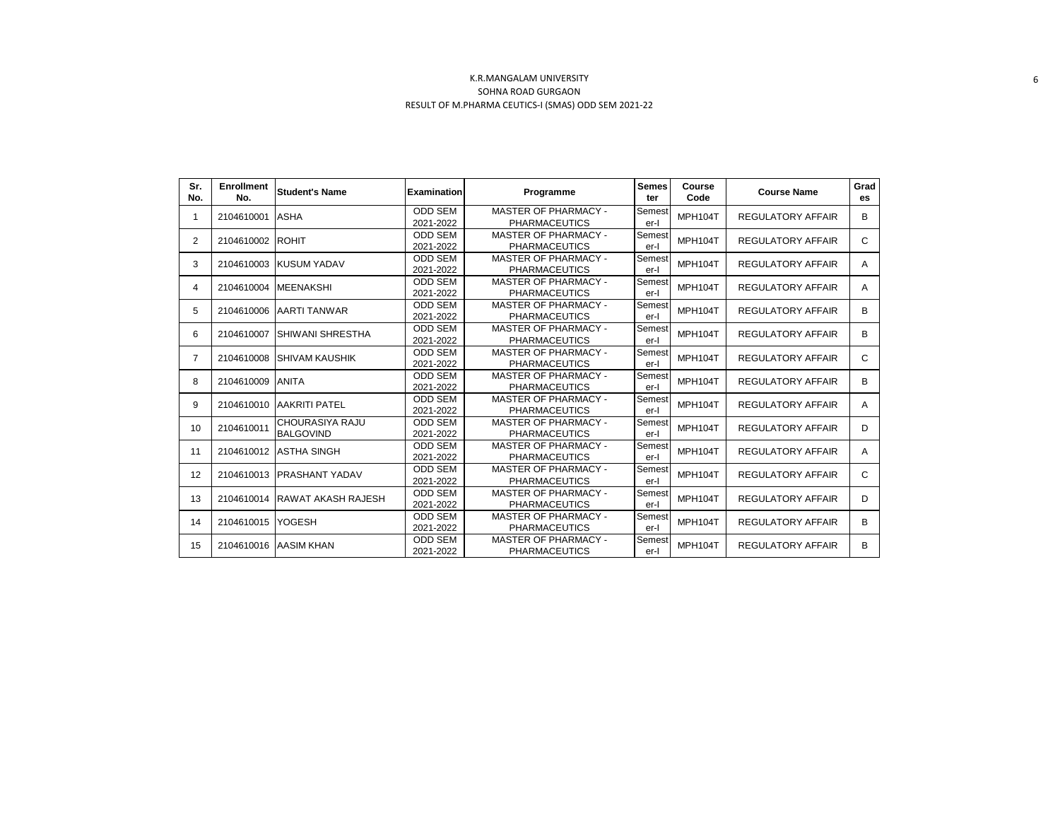K.R.MANGALAM UNIVERSITY

SOHNA ROAD GURGAON

RESULT OF M.PHARMA CEUTICS-I (SMAS) ODD SEM 2021-22

| Sr. No. | Enrollment No. | Student's Name | Examination | Programme | Semester | Course Code | Course Name | Grades |
|---|---|---|---|---|---|---|---|---|
| 1 | 2104610001 | ASHA | ODD SEM 2021-2022 | MASTER OF PHARMACY - PHARMACEUTICS | Semester-I | MPH104T | REGULATORY AFFAIR | B |
| 2 | 2104610002 | ROHIT | ODD SEM 2021-2022 | MASTER OF PHARMACY - PHARMACEUTICS | Semester-I | MPH104T | REGULATORY AFFAIR | C |
| 3 | 2104610003 | KUSUM YADAV | ODD SEM 2021-2022 | MASTER OF PHARMACY - PHARMACEUTICS | Semester-I | MPH104T | REGULATORY AFFAIR | A |
| 4 | 2104610004 | MEENAKSHI | ODD SEM 2021-2022 | MASTER OF PHARMACY - PHARMACEUTICS | Semester-I | MPH104T | REGULATORY AFFAIR | A |
| 5 | 2104610006 | AARTI TANWAR | ODD SEM 2021-2022 | MASTER OF PHARMACY - PHARMACEUTICS | Semester-I | MPH104T | REGULATORY AFFAIR | B |
| 6 | 2104610007 | SHIWANI SHRESTHA | ODD SEM 2021-2022 | MASTER OF PHARMACY - PHARMACEUTICS | Semester-I | MPH104T | REGULATORY AFFAIR | B |
| 7 | 2104610008 | SHIVAM KAUSHIK | ODD SEM 2021-2022 | MASTER OF PHARMACY - PHARMACEUTICS | Semester-I | MPH104T | REGULATORY AFFAIR | C |
| 8 | 2104610009 | ANITA | ODD SEM 2021-2022 | MASTER OF PHARMACY - PHARMACEUTICS | Semester-I | MPH104T | REGULATORY AFFAIR | B |
| 9 | 2104610010 | AAKRITI PATEL | ODD SEM 2021-2022 | MASTER OF PHARMACY - PHARMACEUTICS | Semester-I | MPH104T | REGULATORY AFFAIR | A |
| 10 | 2104610011 | CHOURASIYA RAJU BALGOVIND | ODD SEM 2021-2022 | MASTER OF PHARMACY - PHARMACEUTICS | Semester-I | MPH104T | REGULATORY AFFAIR | D |
| 11 | 2104610012 | ASTHA SINGH | ODD SEM 2021-2022 | MASTER OF PHARMACY - PHARMACEUTICS | Semester-I | MPH104T | REGULATORY AFFAIR | A |
| 12 | 2104610013 | PRASHANT YADAV | ODD SEM 2021-2022 | MASTER OF PHARMACY - PHARMACEUTICS | Semester-I | MPH104T | REGULATORY AFFAIR | C |
| 13 | 2104610014 | RAWAT AKASH RAJESH | ODD SEM 2021-2022 | MASTER OF PHARMACY - PHARMACEUTICS | Semester-I | MPH104T | REGULATORY AFFAIR | D |
| 14 | 2104610015 | YOGESH | ODD SEM 2021-2022 | MASTER OF PHARMACY - PHARMACEUTICS | Semester-I | MPH104T | REGULATORY AFFAIR | B |
| 15 | 2104610016 | AASIM KHAN | ODD SEM 2021-2022 | MASTER OF PHARMACY - PHARMACEUTICS | Semester-I | MPH104T | REGULATORY AFFAIR | B |